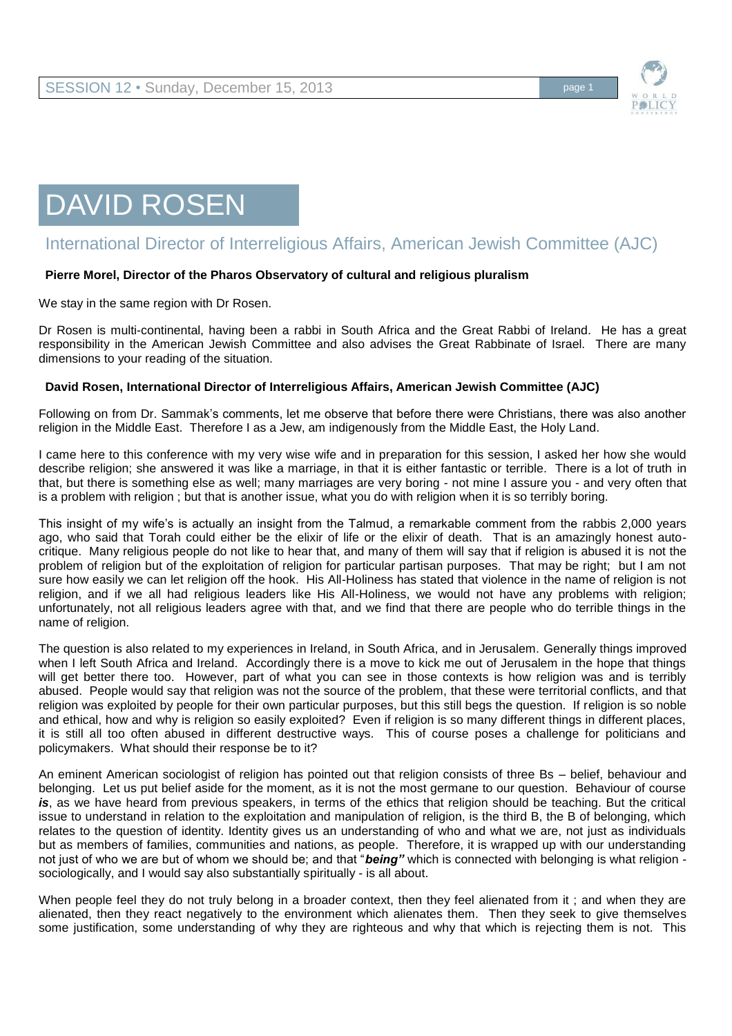# DAVID ROSEN

## International Director of Interreligious Affairs, American Jewish Committee (AJC)

**Pierre Morel, Director of the Pharos Observatory of cultural and religious pluralism**

We stay in the same region with Dr Rosen.

Dr Rosen is multi-continental, having been a rabbi in South Africa and the Great Rabbi of Ireland. He has a great responsibility in the American Jewish Committee and also advises the Great Rabbinate of Israel. There are many dimensions to your reading of the situation.

**David Rosen, International Director of Interreligious Affairs, American Jewish Committee (AJC)**

Following on from Dr. Sammak's comments, let me observe that before there were Christians, there was also another religion in the Middle East. Therefore I as a Jew, am indigenously from the Middle East, the Holy Land.

I came here to this conference with my very wise wife and in preparation for this session, I asked her how she would describe religion; she answered it was like a marriage, in that it is either fantastic or terrible. There is a lot of truth in that, but there is something else as well; many marriages are very boring - not mine I assure you - and very often that is a problem with religion ; but that is another issue, what you do with religion when it is so terribly boring.

This insight of my wife's is actually an insight from the Talmud, a remarkable comment from the rabbis 2,000 years ago, who said that Torah could either be the elixir of life or the elixir of death. That is an amazingly honest auto-critique. Many religious people do not like to hear that, and many of them will say that if religion is abused it is not the problem of religion but of the exploitation of religion for particular partisan purposes. That may be right; but I am not sure how easily we can let religion off the hook. His All-Holiness has stated that violence in the name of religion is not religion, and if we all had religious leaders like His All-Holiness, we would not have any problems with religion; unfortunately, not all religious leaders agree with that, and we find that there are people who do terrible things in the name of religion.

The question is also related to my experiences in Ireland, in South Africa, and in Jerusalem. Generally things improved when I left South Africa and Ireland. Accordingly there is a move to kick me out of Jerusalem in the hope that things will get better there too. However, part of what you can see in those contexts is how religion was and is terribly abused. People would say that religion was not the source of the problem, that these were territorial conflicts, and that religion was exploited by people for their own particular purposes, but this still begs the question. If religion is so noble and ethical, how and why is religion so easily exploited? Even if religion is so many different things in different places, it is still all too often abused in different destructive ways. This of course poses a challenge for politicians and policymakers. What should their response be to it?

An eminent American sociologist of religion has pointed out that religion consists of three Bs – belief, behaviour and belonging. Let us put belief aside for the moment, as it is not the most germane to our question. Behaviour of course ***is***, as we have heard from previous speakers, in terms of the ethics that religion should be teaching. But the critical issue to understand in relation to the exploitation and manipulation of religion, is the third B, the B of belonging, which relates to the question of identity. Identity gives us an understanding of who and what we are, not just as individuals but as members of families, communities and nations, as people. Therefore, it is wrapped up with our understanding not just of who we are but of whom we should be; and that "***being"*** which is connected with belonging is what religion - sociologically, and I would say also substantially spiritually - is all about.

When people feel they do not truly belong in a broader context, then they feel alienated from it ; and when they are alienated, then they react negatively to the environment which alienates them. Then they seek to give themselves some justification, some understanding of why they are righteous and why that which is rejecting them is not. This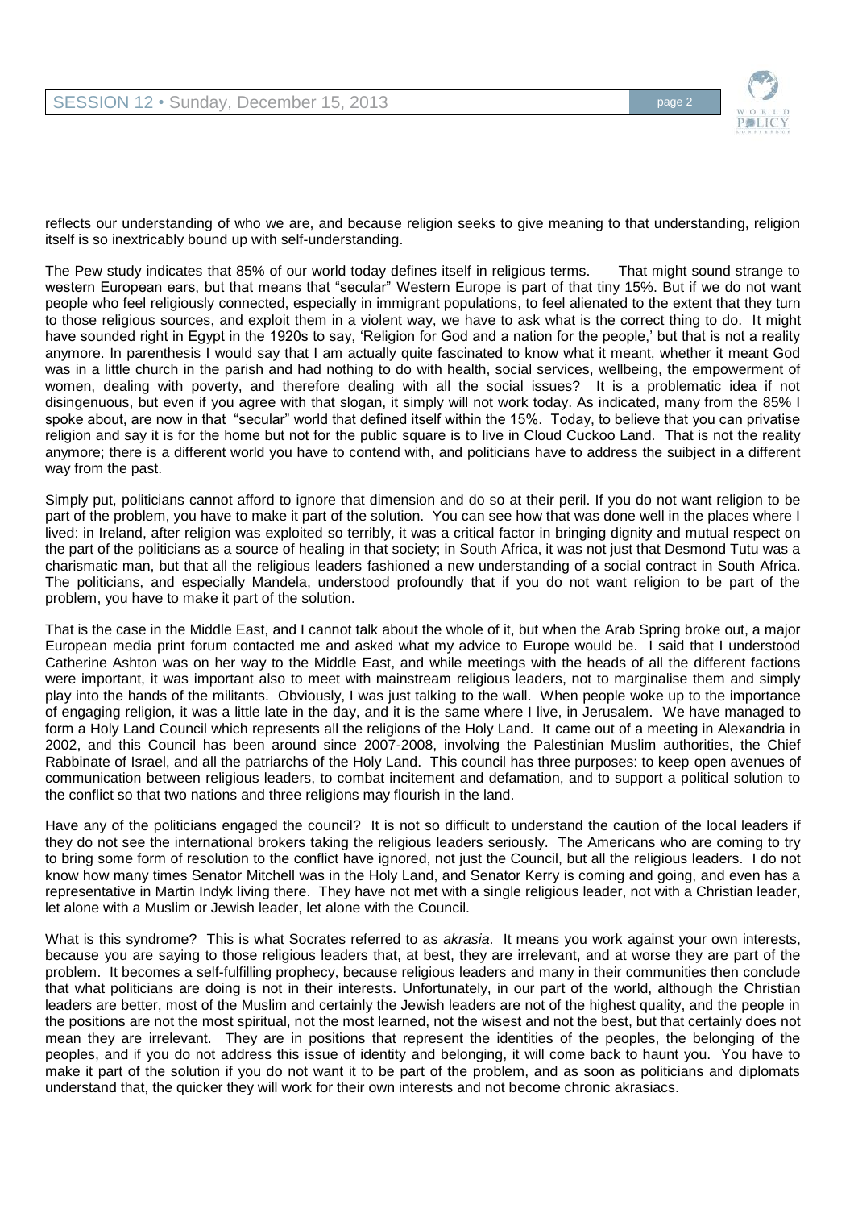reflects our understanding of who we are, and because religion seeks to give meaning to that understanding, religion itself is so inextricably bound up with self-understanding.

The Pew study indicates that 85% of our world today defines itself in religious terms. That might sound strange to western European ears, but that means that "secular" Western Europe is part of that tiny 15%. But if we do not want people who feel religiously connected, especially in immigrant populations, to feel alienated to the extent that they turn to those religious sources, and exploit them in a violent way, we have to ask what is the correct thing to do. It might have sounded right in Egypt in the 1920s to say, 'Religion for God and a nation for the people,' but that is not a reality anymore. In parenthesis I would say that I am actually quite fascinated to know what it meant, whether it meant God was in a little church in the parish and had nothing to do with health, social services, wellbeing, the empowerment of women, dealing with poverty, and therefore dealing with all the social issues? It is a problematic idea if not disingenuous, but even if you agree with that slogan, it simply will not work today. As indicated, many from the 85% I spoke about, are now in that "secular" world that defined itself within the 15%. Today, to believe that you can privatise religion and say it is for the home but not for the public square is to live in Cloud Cuckoo Land. That is not the reality anymore; there is a different world you have to contend with, and politicians have to address the suibject in a different way from the past.

Simply put, politicians cannot afford to ignore that dimension and do so at their peril. If you do not want religion to be part of the problem, you have to make it part of the solution. You can see how that was done well in the places where I lived: in Ireland, after religion was exploited so terribly, it was a critical factor in bringing dignity and mutual respect on the part of the politicians as a source of healing in that society; in South Africa, it was not just that Desmond Tutu was a charismatic man, but that all the religious leaders fashioned a new understanding of a social contract in South Africa. The politicians, and especially Mandela, understood profoundly that if you do not want religion to be part of the problem, you have to make it part of the solution.

That is the case in the Middle East, and I cannot talk about the whole of it, but when the Arab Spring broke out, a major European media print forum contacted me and asked what my advice to Europe would be. I said that I understood Catherine Ashton was on her way to the Middle East, and while meetings with the heads of all the different factions were important, it was important also to meet with mainstream religious leaders, not to marginalise them and simply play into the hands of the militants. Obviously, I was just talking to the wall. When people woke up to the importance of engaging religion, it was a little late in the day, and it is the same where I live, in Jerusalem. We have managed to form a Holy Land Council which represents all the religions of the Holy Land. It came out of a meeting in Alexandria in 2002, and this Council has been around since 2007-2008, involving the Palestinian Muslim authorities, the Chief Rabbinate of Israel, and all the patriarchs of the Holy Land. This council has three purposes: to keep open avenues of communication between religious leaders, to combat incitement and defamation, and to support a political solution to the conflict so that two nations and three religions may flourish in the land.

Have any of the politicians engaged the council? It is not so difficult to understand the caution of the local leaders if they do not see the international brokers taking the religious leaders seriously. The Americans who are coming to try to bring some form of resolution to the conflict have ignored, not just the Council, but all the religious leaders. I do not know how many times Senator Mitchell was in the Holy Land, and Senator Kerry is coming and going, and even has a representative in Martin Indyk living there. They have not met with a single religious leader, not with a Christian leader, let alone with a Muslim or Jewish leader, let alone with the Council.

What is this syndrome? This is what Socrates referred to as *akrasia*. It means you work against your own interests, because you are saying to those religious leaders that, at best, they are irrelevant, and at worse they are part of the problem. It becomes a self-fulfilling prophecy, because religious leaders and many in their communities then conclude that what politicians are doing is not in their interests. Unfortunately, in our part of the world, although the Christian leaders are better, most of the Muslim and certainly the Jewish leaders are not of the highest quality, and the people in the positions are not the most spiritual, not the most learned, not the wisest and not the best, but that certainly does not mean they are irrelevant. They are in positions that represent the identities of the peoples, the belonging of the peoples, and if you do not address this issue of identity and belonging, it will come back to haunt you. You have to make it part of the solution if you do not want it to be part of the problem, and as soon as politicians and diplomats understand that, the quicker they will work for their own interests and not become chronic akrasiacs.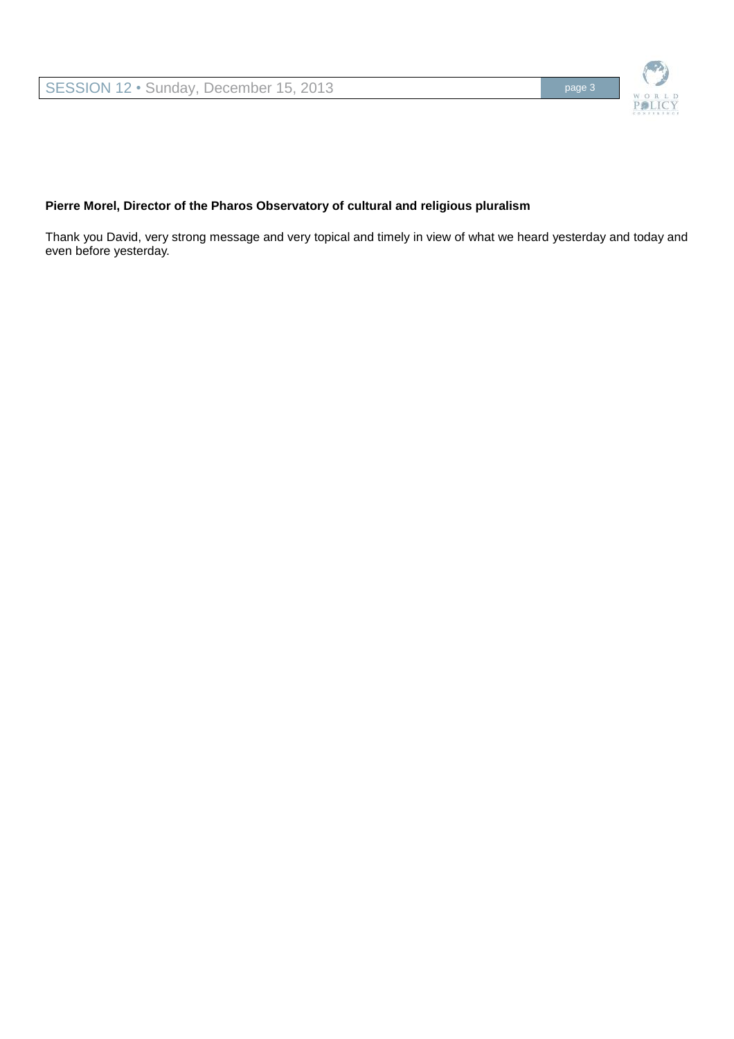**Pierre Morel, Director of the Pharos Observatory of cultural and religious pluralism**

Thank you David, very strong message and very topical and timely in view of what we heard yesterday and today and even before yesterday.